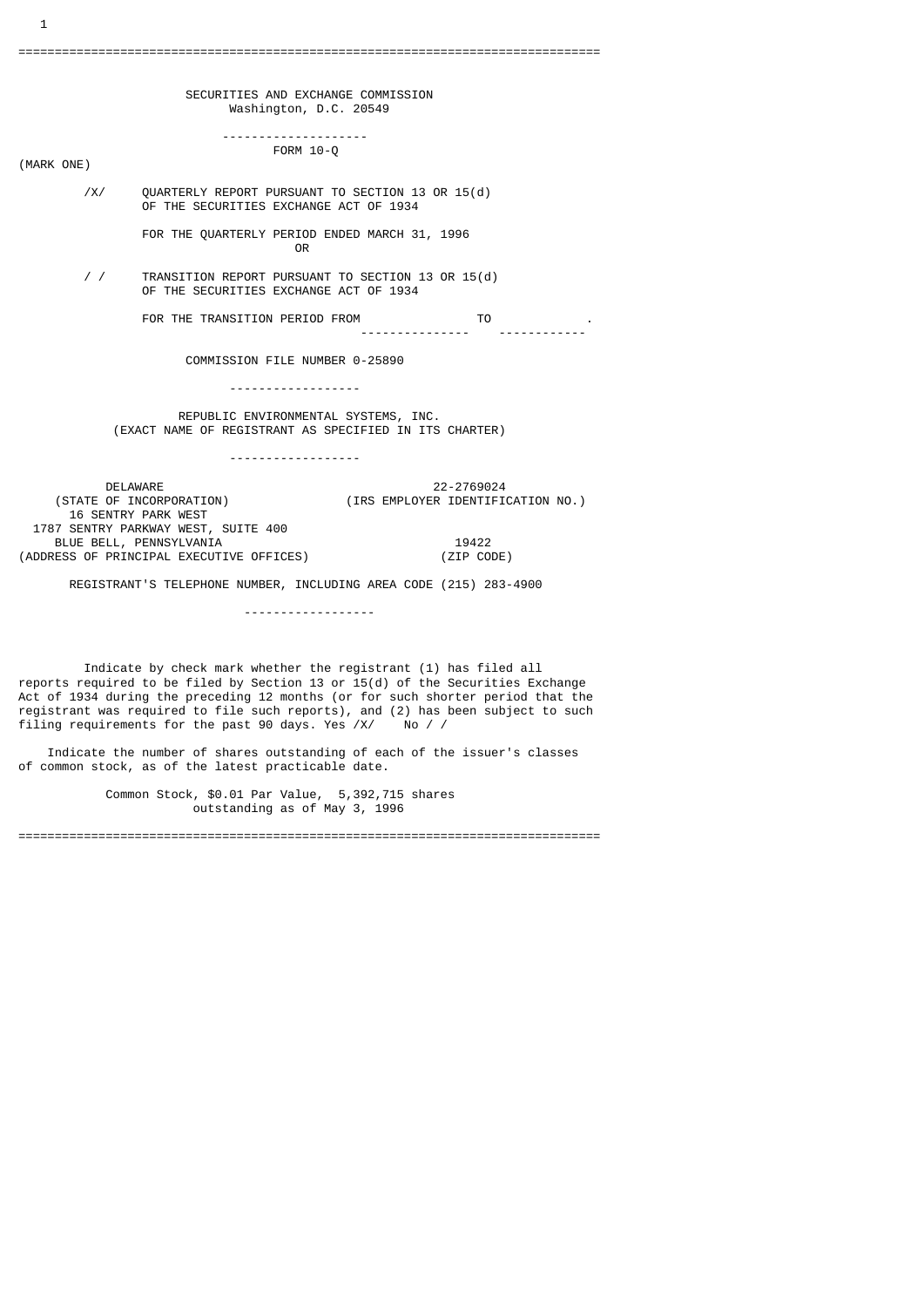# SECURITIES AND EXCHANGE COMMISSION

Washington, D.C. 20549

---

## FORM 10-Q

(MARK ONE)

/X/ QUARTERLY REPORT PURSUANT TO SECTION 13 OR 15(d) OF THE SECURITIES EXCHANGE ACT OF 1934

FOR THE QUARTERLY PERIOD ENDED MARCH 31, 1996

OR

/ / TRANSITION REPORT PURSUANT TO SECTION 13 OR 15(d) OF THE SECURITIES EXCHANGE ACT OF 1934

FOR THE TRANSITION PERIOD FROM _______________ TO ____________.

COMMISSION FILE NUMBER 0-25890

---

**REPUBLIC ENVIRONMENTAL SYSTEMS, INC.**

(EXACT NAME OF REGISTRANT AS SPECIFIED IN ITS CHARTER)

---

| | |
|---|---|
| DELAWARE | 22-2769024 |
| (STATE OF INCORPORATION) | (IRS EMPLOYER IDENTIFICATION NO.) |
| 16 SENTRY PARK WEST<br>1787 SENTRY PARKWAY WEST, SUITE 400<br>BLUE BELL, PENNSYLVANIA | 19422 |
| (ADDRESS OF PRINCIPAL EXECUTIVE OFFICES) | (ZIP CODE) |

REGISTRANT'S TELEPHONE NUMBER, INCLUDING AREA CODE (215) 283-4900

---

Indicate by check mark whether the registrant (1) has filed all reports required to be filed by Section 13 or 15(d) of the Securities Exchange Act of 1934 during the preceding 12 months (or for such shorter period that the registrant was required to file such reports), and (2) has been subject to such filing requirements for the past 90 days. Yes /X/ No / /

Indicate the number of shares outstanding of each of the issuer's classes of common stock, as of the latest practicable date.

Common Stock, $0.01 Par Value, 5,392,715 shares outstanding as of May 3, 1996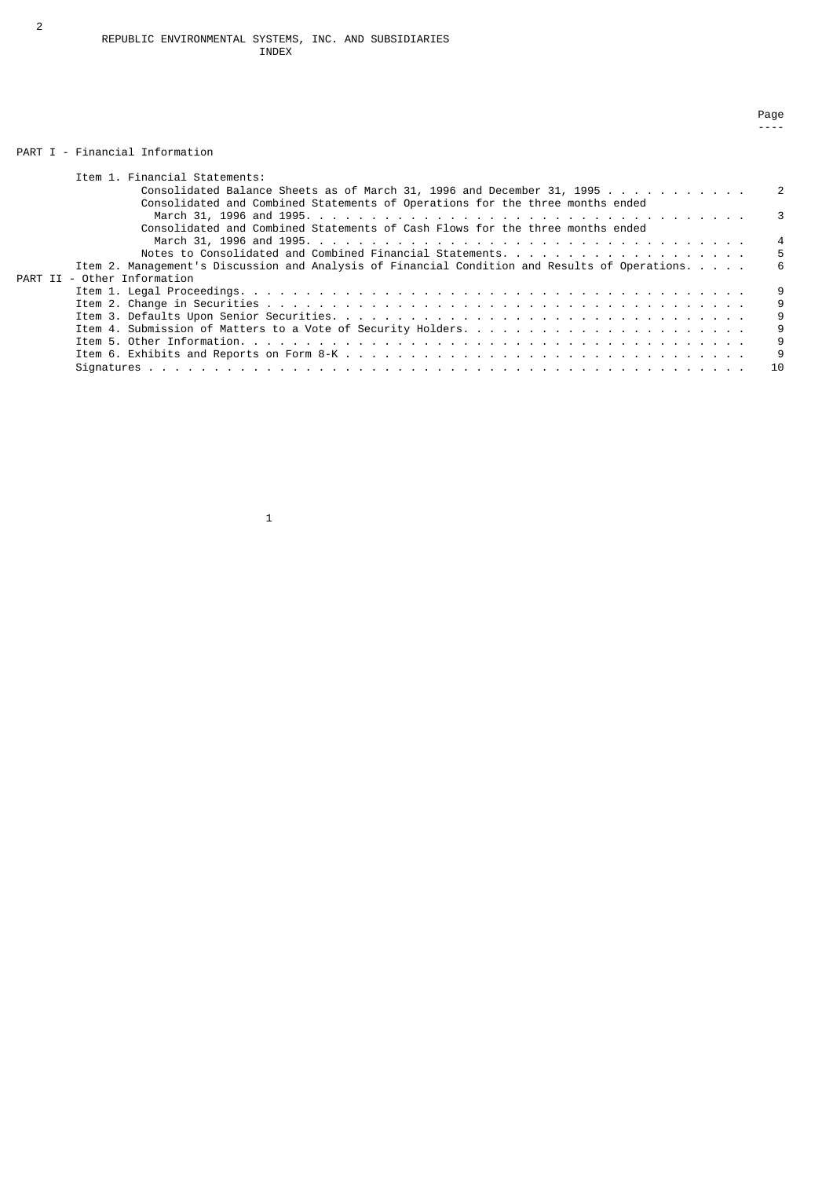# REPUBLIC ENVIRONMENTAL SYSTEMS, INC. AND SUBSIDIARIES

## INDEX

| | Page |
|---|---|
| **PART I - Financial Information** | |
| Item 1. Financial Statements: | |
| Consolidated Balance Sheets as of March 31, 1996 and December 31, 1995 | 2 |
| Consolidated and Combined Statements of Operations for the three months ended March 31, 1996 and 1995 | 3 |
| Consolidated and Combined Statements of Cash Flows for the three months ended March 31, 1996 and 1995 | 4 |
| Notes to Consolidated and Combined Financial Statements | 5 |
| Item 2. Management's Discussion and Analysis of Financial Condition and Results of Operations | 6 |
| **PART II - Other Information** | |
| Item 1. Legal Proceedings | 9 |
| Item 2. Change in Securities | 9 |
| Item 3. Defaults Upon Senior Securities | 9 |
| Item 4. Submission of Matters to a Vote of Security Holders | 9 |
| Item 5. Other Information | 9 |
| Item 6. Exhibits and Reports on Form 8-K | 9 |
| Signatures | 10 |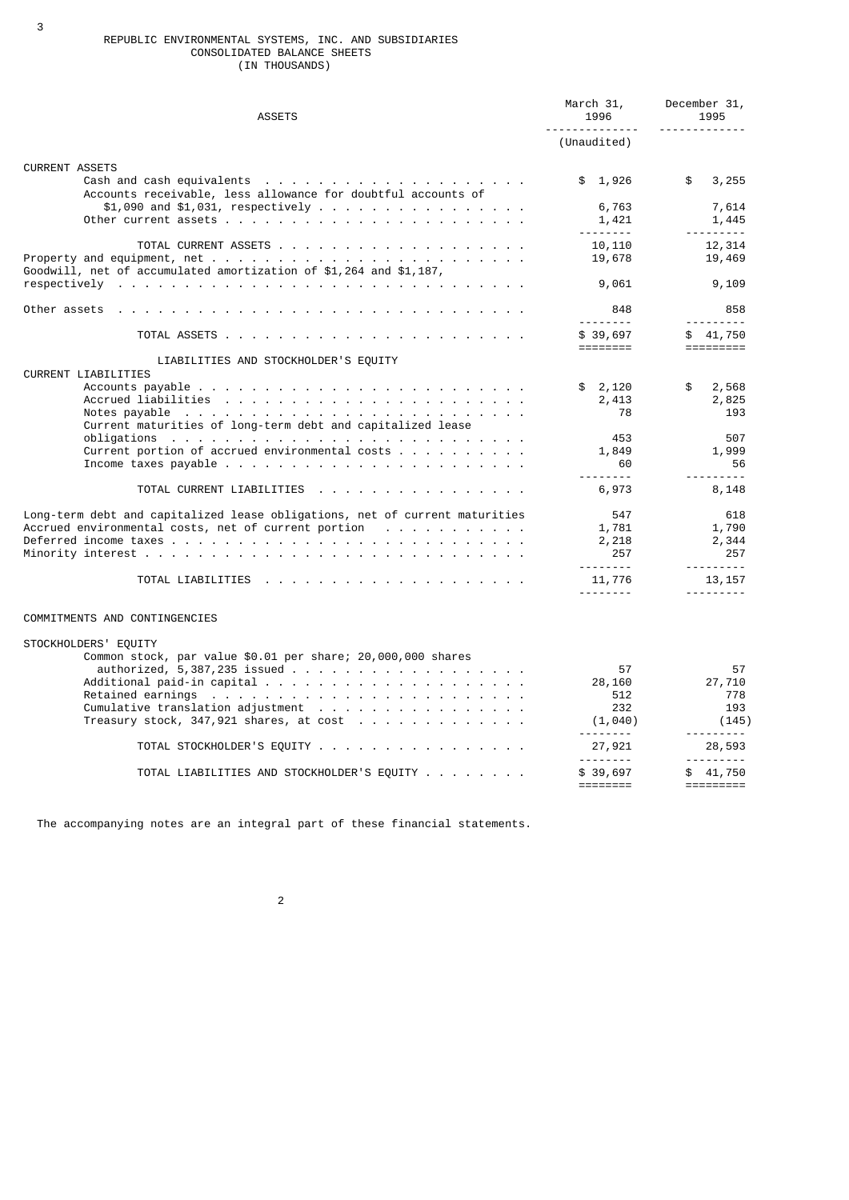# REPUBLIC ENVIRONMENTAL SYSTEMS, INC. AND SUBSIDIARIES

## CONSOLIDATED BALANCE SHEETS

(IN THOUSANDS)

| ASSETS | March 31, 1996 (Unaudited) | December 31, 1995 |
|---|---|---|
| **CURRENT ASSETS** | | |
| Cash and cash equivalents | $ 1,926 | $ 3,255 |
| Accounts receivable, less allowance for doubtful accounts of $1,090 and $1,031, respectively | 6,763 | 7,614 |
| Other current assets | 1,421 | 1,445 |
| TOTAL CURRENT ASSETS | 10,110 | 12,314 |
| Property and equipment, net | 19,678 | 19,469 |
| Goodwill, net of accumulated amortization of $1,264 and $1,187, respectively | 9,061 | 9,109 |
| Other assets | 848 | 858 |
| TOTAL ASSETS | $ 39,697 | $ 41,750 |
| **LIABILITIES AND STOCKHOLDER'S EQUITY** | | |
| **CURRENT LIABILITIES** | | |
| Accounts payable | $ 2,120 | $ 2,568 |
| Accrued liabilities | 2,413 | 2,825 |
| Notes payable | 78 | 193 |
| Current maturities of long-term debt and capitalized lease obligations | 453 | 507 |
| Current portion of accrued environmental costs | 1,849 | 1,999 |
| Income taxes payable | 60 | 56 |
| TOTAL CURRENT LIABILITIES | 6,973 | 8,148 |
| Long-term debt and capitalized lease obligations, net of current maturities | 547 | 618 |
| Accrued environmental costs, net of current portion | 1,781 | 1,790 |
| Deferred income taxes | 2,218 | 2,344 |
| Minority interest | 257 | 257 |
| TOTAL LIABILITIES | 11,776 | 13,157 |
| **COMMITMENTS AND CONTINGENCIES** | | |
| **STOCKHOLDERS' EQUITY** | | |
| Common stock, par value $0.01 per share; 20,000,000 shares authorized, 5,387,235 issued | 57 | 57 |
| Additional paid-in capital | 28,160 | 27,710 |
| Retained earnings | 512 | 778 |
| Cumulative translation adjustment | 232 | 193 |
| Treasury stock, 347,921 shares, at cost | (1,040) | (145) |
| TOTAL STOCKHOLDER'S EQUITY | 27,921 | 28,593 |
| TOTAL LIABILITIES AND STOCKHOLDER'S EQUITY | $ 39,697 | $ 41,750 |

The accompanying notes are an integral part of these financial statements.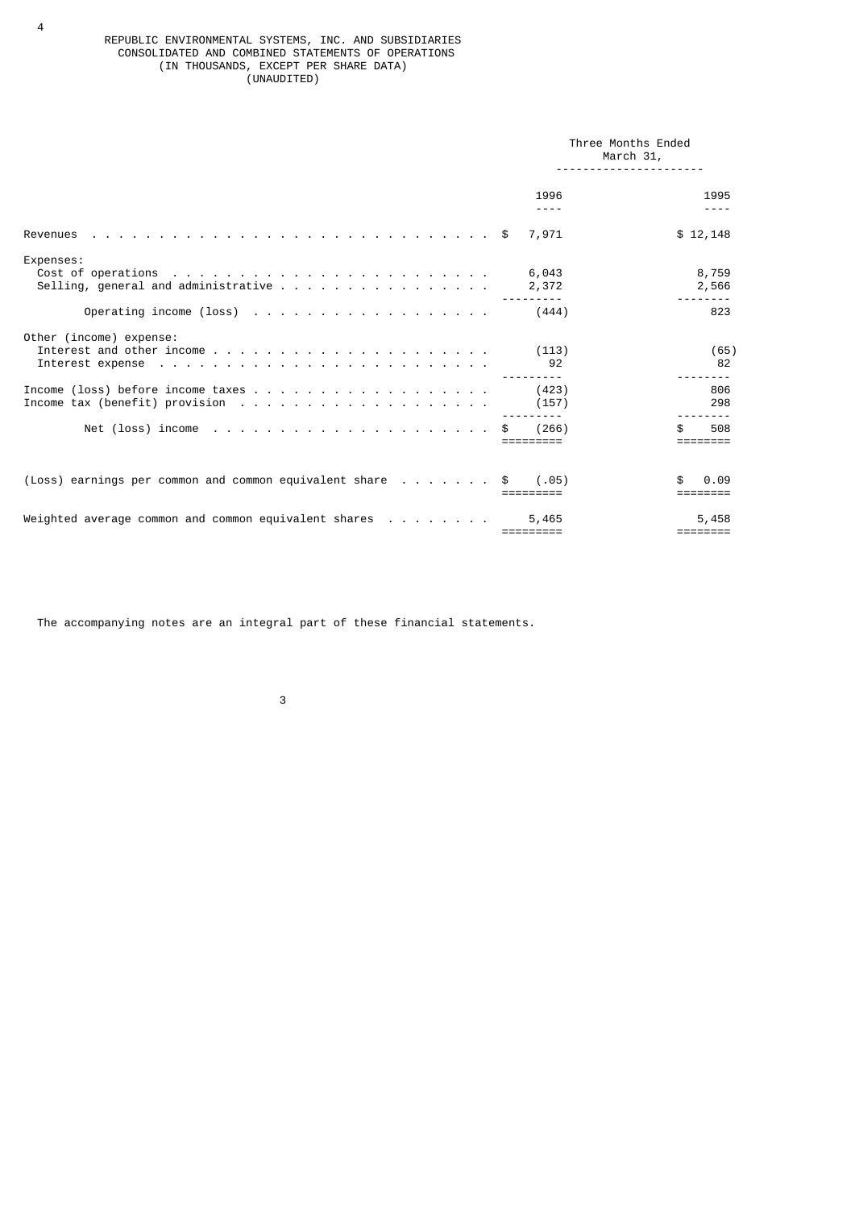REPUBLIC ENVIRONMENTAL SYSTEMS, INC. AND SUBSIDIARIES
CONSOLIDATED AND COMBINED STATEMENTS OF OPERATIONS
(IN THOUSANDS, EXCEPT PER SHARE DATA)
(UNAUDITED)

| | Three Months Ended March 31, | |
|---|---|---|
| | 1996 | 1995 |
| Revenues | $ 7,971 | $ 12,148 |
| Expenses: | | |
| Cost of operations | 6,043 | 8,759 |
| Selling, general and administrative | 2,372 | 2,566 |
| Operating income (loss) | (444) | 823 |
| Other (income) expense: | | |
| Interest and other income | (113) | (65) |
| Interest expense | 92 | 82 |
| Income (loss) before income taxes | (423) | 806 |
| Income tax (benefit) provision | (157) | 298 |
| Net (loss) income | $ (266) | $ 508 |
| (Loss) earnings per common and common equivalent share | $ (.05) | $ 0.09 |
| Weighted average common and common equivalent shares | 5,465 | 5,458 |

The accompanying notes are an integral part of these financial statements.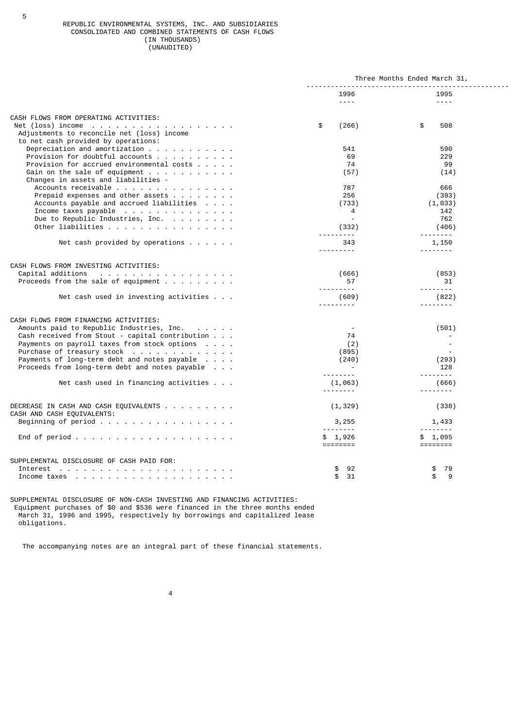# REPUBLIC ENVIRONMENTAL SYSTEMS, INC. AND SUBSIDIARIES
## CONSOLIDATED AND COMBINED STATEMENTS OF CASH FLOWS
(IN THOUSANDS)
(UNAUDITED)

| | Three Months Ended March 31, | |
|---|---|---|
| | 1996 | 1995 |
| **CASH FLOWS FROM OPERATING ACTIVITIES:** | | |
| Net (loss) income | $ (266) | $ 508 |
| Adjustments to reconcile net (loss) income to net cash provided by operations: | | |
| Depreciation and amortization | 541 | 590 |
| Provision for doubtful accounts | 69 | 229 |
| Provision for accrued environmental costs | 74 | 99 |
| Gain on the sale of equipment | (57) | (14) |
| Changes in assets and liabilities - | | |
| Accounts receivable | 787 | 666 |
| Prepaid expenses and other assets | 256 | (393) |
| Accounts payable and accrued liabilities | (733) | (1,033) |
| Income taxes payable | 4 | 142 |
| Due to Republic Industries, Inc. | - | 762 |
| Other liabilities | (332) | (406) |
| Net cash provided by operations | 343 | 1,150 |
| **CASH FLOWS FROM INVESTING ACTIVITIES:** | | |
| Capital additions | (666) | (853) |
| Proceeds from the sale of equipment | 57 | 31 |
| Net cash used in investing activities | (609) | (822) |
| **CASH FLOWS FROM FINANCING ACTIVITIES:** | | |
| Amounts paid to Republic Industries, Inc. | - | (501) |
| Cash received from Stout - capital contribution | 74 | - |
| Payments on payroll taxes from stock options | (2) | - |
| Purchase of treasury stock | (895) | - |
| Payments of long-term debt and notes payable | (240) | (293) |
| Proceeds from long-term debt and notes payable | - | 128 |
| Net cash used in financing activities | (1,063) | (666) |
| DECREASE IN CASH AND CASH EQUIVALENTS | (1,329) | (338) |
| CASH AND CASH EQUIVALENTS: | | |
| Beginning of period | 3,255 | 1,433 |
| End of period | $ 1,926 | $ 1,095 |
| **SUPPLEMENTAL DISCLOSURE OF CASH PAID FOR:** | | |
| Interest | $ 92 | $ 79 |
| Income taxes | $ 31 | $ 9 |

SUPPLEMENTAL DISCLOSURE OF NON-CASH INVESTING AND FINANCING ACTIVITIES:
Equipment purchases of $0 and $536 were financed in the three months ended March 31, 1996 and 1995, respectively by borrowings and capitalized lease obligations.

The accompanying notes are an integral part of these financial statements.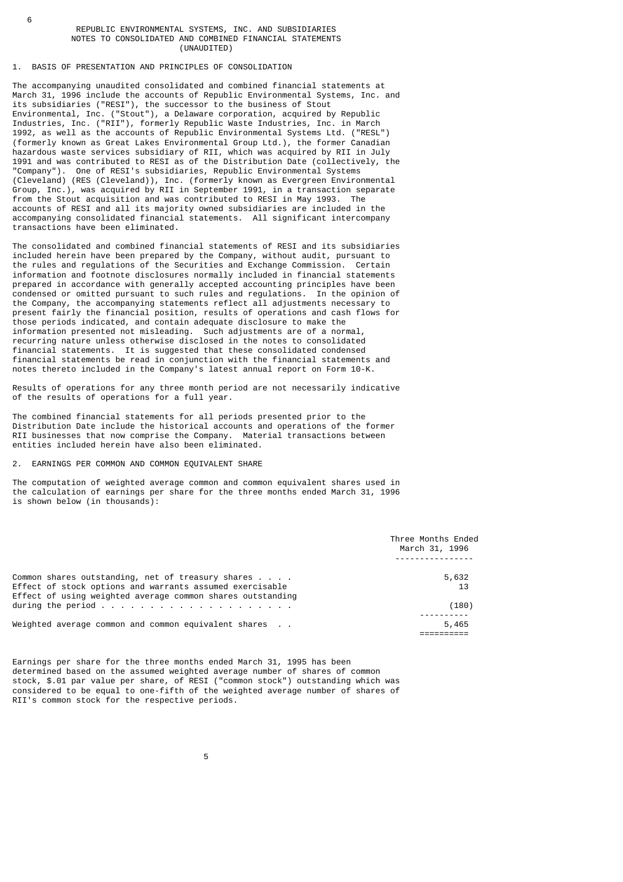REPUBLIC ENVIRONMENTAL SYSTEMS, INC. AND SUBSIDIARIES
NOTES TO CONSOLIDATED AND COMBINED FINANCIAL STATEMENTS
(UNAUDITED)

## 1. BASIS OF PRESENTATION AND PRINCIPLES OF CONSOLIDATION

The accompanying unaudited consolidated and combined financial statements at March 31, 1996 include the accounts of Republic Environmental Systems, Inc. and its subsidiaries ("RESI"), the successor to the business of Stout Environmental, Inc. ("Stout"), a Delaware corporation, acquired by Republic Industries, Inc. ("RII"), formerly Republic Waste Industries, Inc. in March 1992, as well as the accounts of Republic Environmental Systems Ltd. ("RESL") (formerly known as Great Lakes Environmental Group Ltd.), the former Canadian hazardous waste services subsidiary of RII, which was acquired by RII in July 1991 and was contributed to RESI as of the Distribution Date (collectively, the "Company"). One of RESI's subsidiaries, Republic Environmental Systems (Cleveland) (RES (Cleveland)), Inc. (formerly known as Evergreen Environmental Group, Inc.), was acquired by RII in September 1991, in a transaction separate from the Stout acquisition and was contributed to RESI in May 1993. The accounts of RESI and all its majority owned subsidiaries are included in the accompanying consolidated financial statements. All significant intercompany transactions have been eliminated.

The consolidated and combined financial statements of RESI and its subsidiaries included herein have been prepared by the Company, without audit, pursuant to the rules and regulations of the Securities and Exchange Commission. Certain information and footnote disclosures normally included in financial statements prepared in accordance with generally accepted accounting principles have been condensed or omitted pursuant to such rules and regulations. In the opinion of the Company, the accompanying statements reflect all adjustments necessary to present fairly the financial position, results of operations and cash flows for those periods indicated, and contain adequate disclosure to make the information presented not misleading. Such adjustments are of a normal, recurring nature unless otherwise disclosed in the notes to consolidated financial statements. It is suggested that these consolidated condensed financial statements be read in conjunction with the financial statements and notes thereto included in the Company's latest annual report on Form 10-K.

Results of operations for any three month period are not necessarily indicative of the results of operations for a full year.

The combined financial statements for all periods presented prior to the Distribution Date include the historical accounts and operations of the former RII businesses that now comprise the Company. Material transactions between entities included herein have also been eliminated.

## 2. EARNINGS PER COMMON AND COMMON EQUIVALENT SHARE

The computation of weighted average common and common equivalent shares used in the calculation of earnings per share for the three months ended March 31, 1996 is shown below (in thousands):

| | Three Months Ended March 31, 1996 |
|---|---|
| Common shares outstanding, net of treasury shares | 5,632 |
| Effect of stock options and warrants assumed exercisable | 13 |
| Effect of using weighted average common shares outstanding during the period | (180) |
| Weighted average common and common equivalent shares | 5,465 |

Earnings per share for the three months ended March 31, 1995 has been determined based on the assumed weighted average number of shares of common stock, $.01 par value per share, of RESI ("common stock") outstanding which was considered to be equal to one-fifth of the weighted average number of shares of RII's common stock for the respective periods.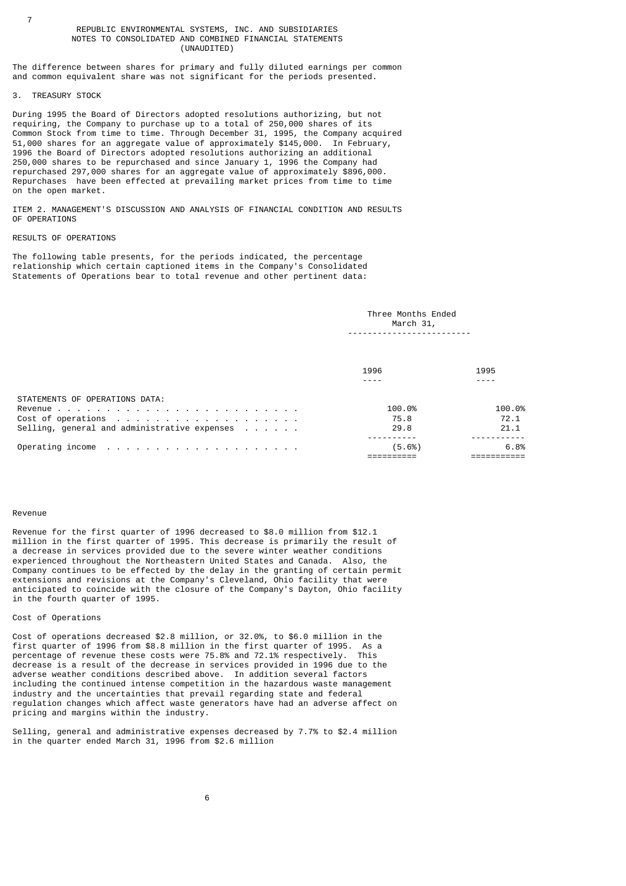REPUBLIC ENVIRONMENTAL SYSTEMS, INC. AND SUBSIDIARIES
NOTES TO CONSOLIDATED AND COMBINED FINANCIAL STATEMENTS
(UNAUDITED)

The difference between shares for primary and fully diluted earnings per common and common equivalent share was not significant for the periods presented.

3. TREASURY STOCK

During 1995 the Board of Directors adopted resolutions authorizing, but not requiring, the Company to purchase up to a total of 250,000 shares of its Common Stock from time to time. Through December 31, 1995, the Company acquired 51,000 shares for an aggregate value of approximately $145,000. In February, 1996 the Board of Directors adopted resolutions authorizing an additional 250,000 shares to be repurchased and since January 1, 1996 the Company had repurchased 297,000 shares for an aggregate value of approximately $896,000. Repurchases have been effected at prevailing market prices from time to time on the open market.

## ITEM 2. MANAGEMENT'S DISCUSSION AND ANALYSIS OF FINANCIAL CONDITION AND RESULTS OF OPERATIONS

### RESULTS OF OPERATIONS

The following table presents, for the periods indicated, the percentage relationship which certain captioned items in the Company's Consolidated Statements of Operations bear to total revenue and other pertinent data:

| | Three Months Ended March 31, | |
|---|---|---|
| | 1996 | 1995 |
| STATEMENTS OF OPERATIONS DATA: | | |
| Revenue | 100.0% | 100.0% |
| Cost of operations | 75.8 | 72.1 |
| Selling, general and administrative expenses | 29.8 | 21.1 |
| Operating income | (5.6%) | 6.8% |

#### Revenue

Revenue for the first quarter of 1996 decreased to $8.0 million from $12.1 million in the first quarter of 1995. This decrease is primarily the result of a decrease in services provided due to the severe winter weather conditions experienced throughout the Northeastern United States and Canada. Also, the Company continues to be effected by the delay in the granting of certain permit extensions and revisions at the Company's Cleveland, Ohio facility that were anticipated to coincide with the closure of the Company's Dayton, Ohio facility in the fourth quarter of 1995.

#### Cost of Operations

Cost of operations decreased $2.8 million, or 32.0%, to $6.0 million in the first quarter of 1996 from $8.8 million in the first quarter of 1995. As a percentage of revenue these costs were 75.8% and 72.1% respectively. This decrease is a result of the decrease in services provided in 1996 due to the adverse weather conditions described above. In addition several factors including the continued intense competition in the hazardous waste management industry and the uncertainties that prevail regarding state and federal regulation changes which affect waste generators have had an adverse affect on pricing and margins within the industry.

Selling, general and administrative expenses decreased by 7.7% to $2.4 million in the quarter ended March 31, 1996 from $2.6 million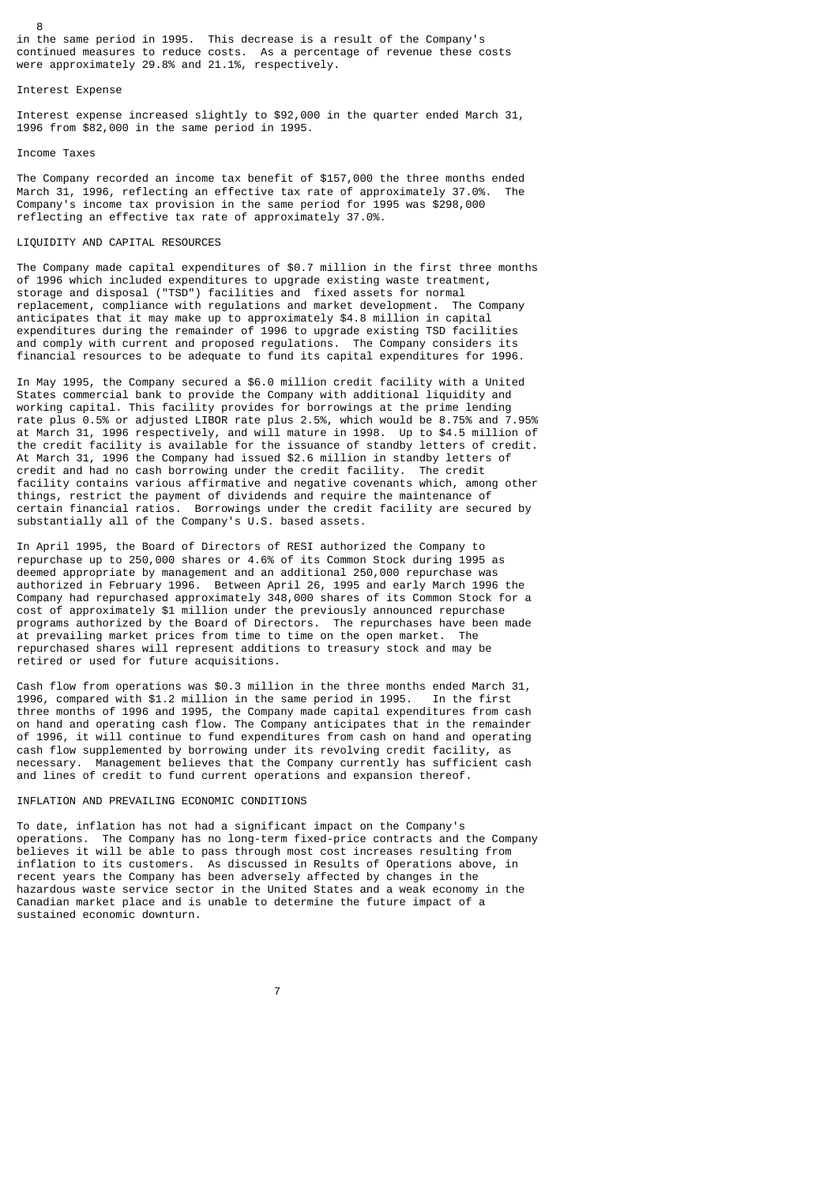in the same period in 1995. This decrease is a result of the Company's continued measures to reduce costs. As a percentage of revenue these costs were approximately 29.8% and 21.1%, respectively.

### Interest Expense

Interest expense increased slightly to $92,000 in the quarter ended March 31, 1996 from $82,000 in the same period in 1995.

### Income Taxes

The Company recorded an income tax benefit of $157,000 the three months ended March 31, 1996, reflecting an effective tax rate of approximately 37.0%. The Company's income tax provision in the same period for 1995 was $298,000 reflecting an effective tax rate of approximately 37.0%.

## LIQUIDITY AND CAPITAL RESOURCES

The Company made capital expenditures of $0.7 million in the first three months of 1996 which included expenditures to upgrade existing waste treatment, storage and disposal ("TSD") facilities and fixed assets for normal replacement, compliance with regulations and market development. The Company anticipates that it may make up to approximately $4.8 million in capital expenditures during the remainder of 1996 to upgrade existing TSD facilities and comply with current and proposed regulations. The Company considers its financial resources to be adequate to fund its capital expenditures for 1996.

In May 1995, the Company secured a $6.0 million credit facility with a United States commercial bank to provide the Company with additional liquidity and working capital. This facility provides for borrowings at the prime lending rate plus 0.5% or adjusted LIBOR rate plus 2.5%, which would be 8.75% and 7.95% at March 31, 1996 respectively, and will mature in 1998. Up to $4.5 million of the credit facility is available for the issuance of standby letters of credit. At March 31, 1996 the Company had issued $2.6 million in standby letters of credit and had no cash borrowing under the credit facility. The credit facility contains various affirmative and negative covenants which, among other things, restrict the payment of dividends and require the maintenance of certain financial ratios. Borrowings under the credit facility are secured by substantially all of the Company's U.S. based assets.

In April 1995, the Board of Directors of RESI authorized the Company to repurchase up to 250,000 shares or 4.6% of its Common Stock during 1995 as deemed appropriate by management and an additional 250,000 repurchase was authorized in February 1996. Between April 26, 1995 and early March 1996 the Company had repurchased approximately 348,000 shares of its Common Stock for a cost of approximately $1 million under the previously announced repurchase programs authorized by the Board of Directors. The repurchases have been made at prevailing market prices from time to time on the open market. The repurchased shares will represent additions to treasury stock and may be retired or used for future acquisitions.

Cash flow from operations was $0.3 million in the three months ended March 31, 1996, compared with $1.2 million in the same period in 1995. In the first three months of 1996 and 1995, the Company made capital expenditures from cash on hand and operating cash flow. The Company anticipates that in the remainder of 1996, it will continue to fund expenditures from cash on hand and operating cash flow supplemented by borrowing under its revolving credit facility, as necessary. Management believes that the Company currently has sufficient cash and lines of credit to fund current operations and expansion thereof.

## INFLATION AND PREVAILING ECONOMIC CONDITIONS

To date, inflation has not had a significant impact on the Company's operations. The Company has no long-term fixed-price contracts and the Company believes it will be able to pass through most cost increases resulting from inflation to its customers. As discussed in Results of Operations above, in recent years the Company has been adversely affected by changes in the hazardous waste service sector in the United States and a weak economy in the Canadian market place and is unable to determine the future impact of a sustained economic downturn.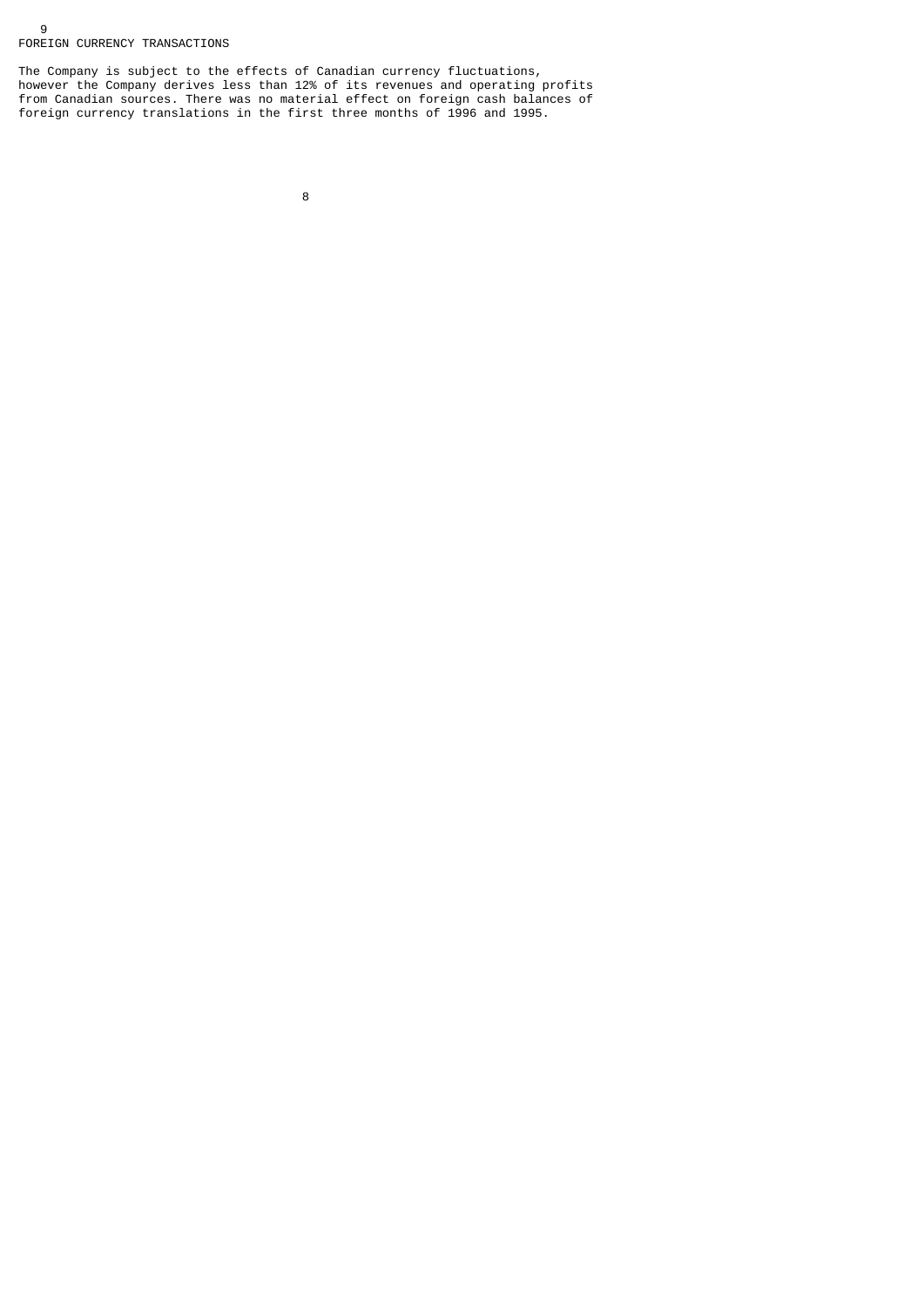FOREIGN CURRENCY TRANSACTIONS

The Company is subject to the effects of Canadian currency fluctuations, however the Company derives less than 12% of its revenues and operating profits from Canadian sources. There was no material effect on foreign cash balances of foreign currency translations in the first three months of 1996 and 1995.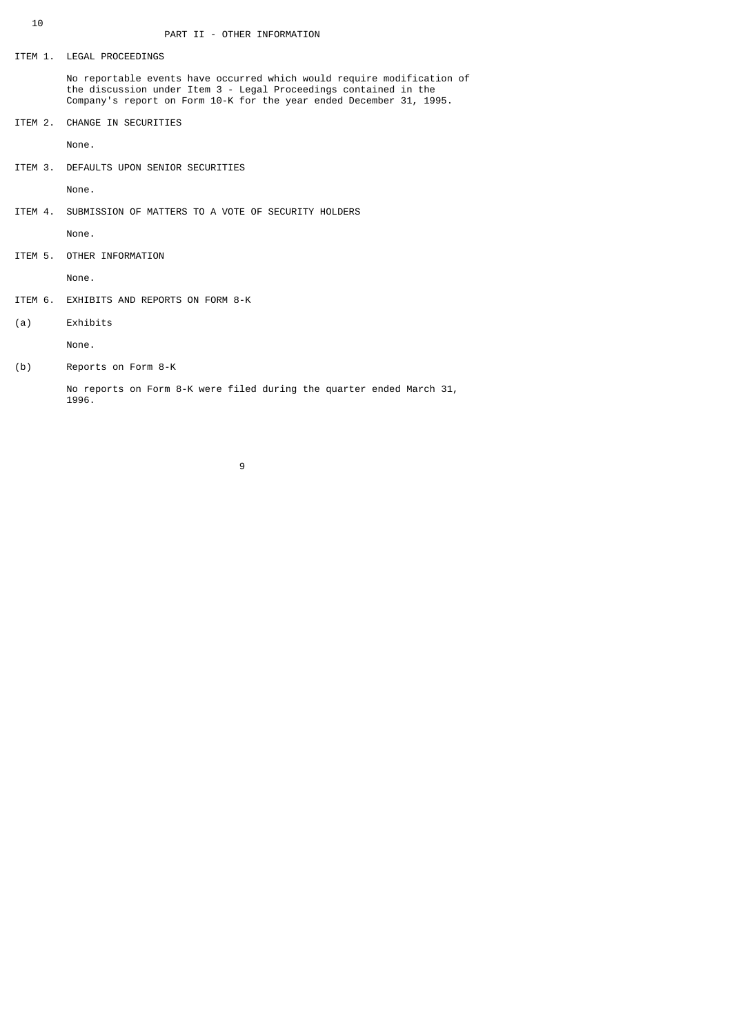# PART II - OTHER INFORMATION

## ITEM 1. LEGAL PROCEEDINGS

No reportable events have occurred which would require modification of the discussion under Item 3 - Legal Proceedings contained in the Company's report on Form 10-K for the year ended December 31, 1995.

## ITEM 2. CHANGE IN SECURITIES

None.

## ITEM 3. DEFAULTS UPON SENIOR SECURITIES

None.

## ITEM 4. SUBMISSION OF MATTERS TO A VOTE OF SECURITY HOLDERS

None.

## ITEM 5. OTHER INFORMATION

None.

## ITEM 6. EXHIBITS AND REPORTS ON FORM 8-K

(a) Exhibits

None.

(b) Reports on Form 8-K

No reports on Form 8-K were filed during the quarter ended March 31, 1996.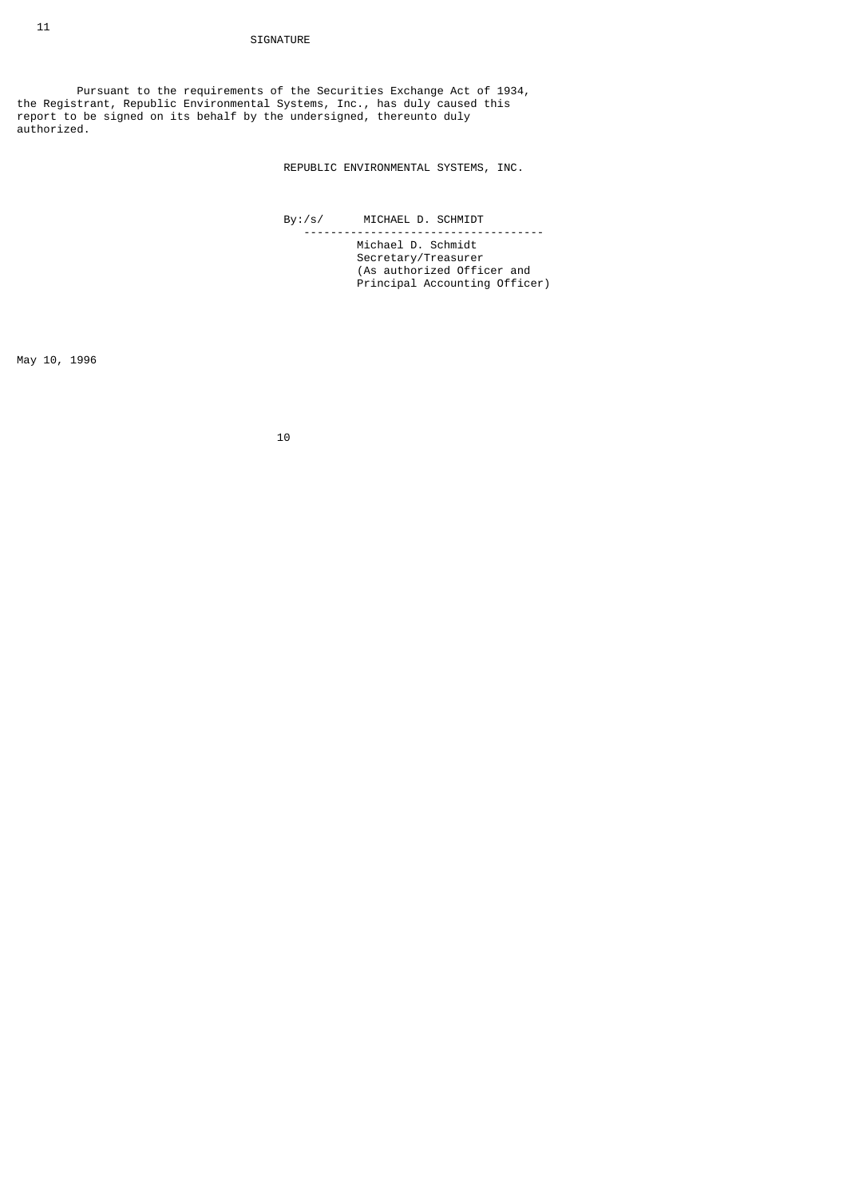# SIGNATURE

Pursuant to the requirements of the Securities Exchange Act of 1934, the Registrant, Republic Environmental Systems, Inc., has duly caused this report to be signed on its behalf by the undersigned, thereunto duly authorized.

REPUBLIC ENVIRONMENTAL SYSTEMS, INC.

By:/s/ MICHAEL D. SCHMIDT

Michael D. Schmidt
Secretary/Treasurer
(As authorized Officer and
Principal Accounting Officer)

May 10, 1996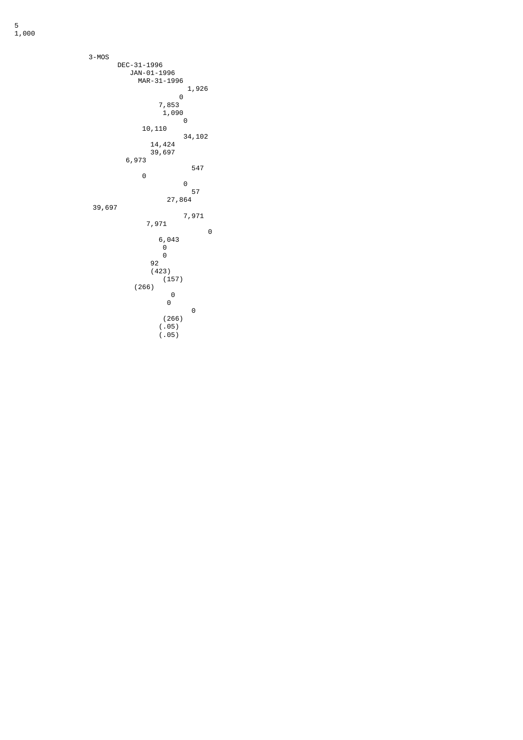5
1,000

3-MOS
DEC-31-1996
JAN-01-1996
MAR-31-1996
1,926
0
7,853
1,090
0
10,110
34,102
14,424
39,697
6,973
547
0
0
57
27,864
39,697
7,971
7,971
0
6,043
0
0
92
(423)
(157)
(266)
0
0
0
(266)
(.05)
(.05)